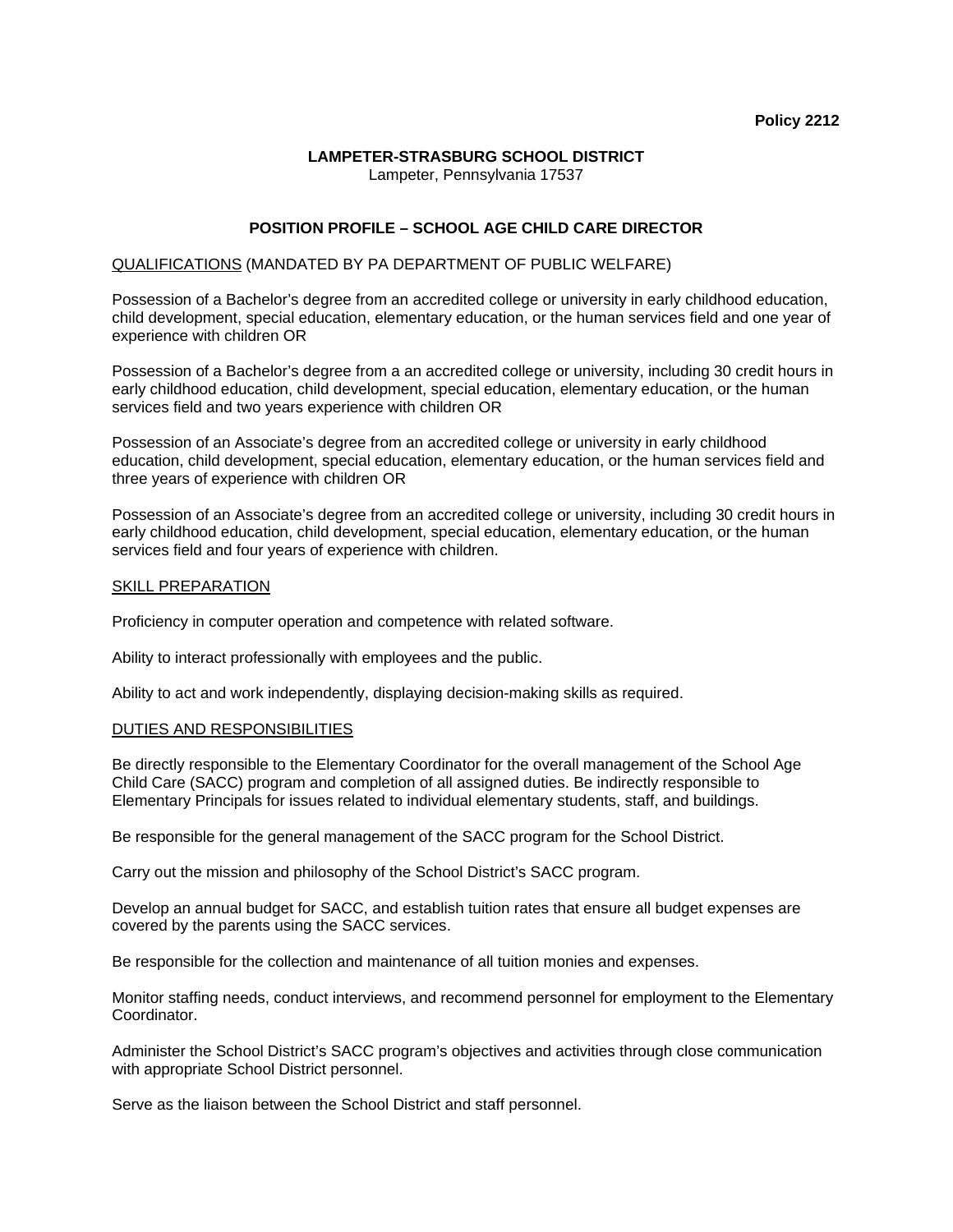**Policy 2212**

**LAMPETER-STRASBURG SCHOOL DISTRICT**
Lampeter, Pennsylvania 17537

# POSITION PROFILE – SCHOOL AGE CHILD CARE DIRECTOR

QUALIFICATIONS (MANDATED BY PA DEPARTMENT OF PUBLIC WELFARE)

Possession of a Bachelor's degree from an accredited college or university in early childhood education, child development, special education, elementary education, or the human services field and one year of experience with children OR

Possession of a Bachelor's degree from a an accredited college or university, including 30 credit hours in early childhood education, child development, special education, elementary education, or the human services field and two years experience with children OR

Possession of an Associate's degree from an accredited college or university in early childhood education, child development, special education, elementary education, or the human services field and three years of experience with children OR

Possession of an Associate's degree from an accredited college or university, including 30 credit hours in early childhood education, child development, special education, elementary education, or the human services field and four years of experience with children.

SKILL PREPARATION

Proficiency in computer operation and competence with related software.

Ability to interact professionally with employees and the public.

Ability to act and work independently, displaying decision-making skills as required.

DUTIES AND RESPONSIBILITIES

Be directly responsible to the Elementary Coordinator for the overall management of the School Age Child Care (SACC) program and completion of all assigned duties. Be indirectly responsible to Elementary Principals for issues related to individual elementary students, staff, and buildings.

Be responsible for the general management of the SACC program for the School District.

Carry out the mission and philosophy of the School District's SACC program.

Develop an annual budget for SACC, and establish tuition rates that ensure all budget expenses are covered by the parents using the SACC services.

Be responsible for the collection and maintenance of all tuition monies and expenses.

Monitor staffing needs, conduct interviews, and recommend personnel for employment to the Elementary Coordinator.

Administer the School District's SACC program's objectives and activities through close communication with appropriate School District personnel.

Serve as the liaison between the School District and staff personnel.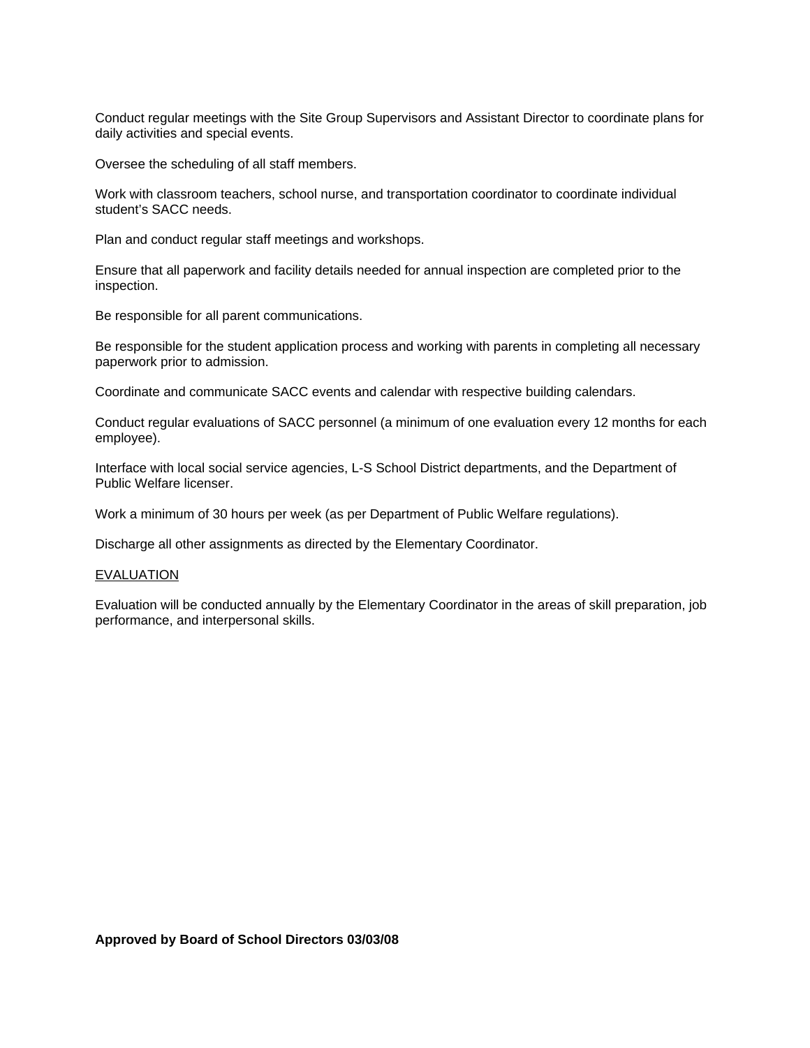Conduct regular meetings with the Site Group Supervisors and Assistant Director to coordinate plans for daily activities and special events.

Oversee the scheduling of all staff members.

Work with classroom teachers, school nurse, and transportation coordinator to coordinate individual student's SACC needs.

Plan and conduct regular staff meetings and workshops.

Ensure that all paperwork and facility details needed for annual inspection are completed prior to the inspection.

Be responsible for all parent communications.

Be responsible for the student application process and working with parents in completing all necessary paperwork prior to admission.

Coordinate and communicate SACC events and calendar with respective building calendars.

Conduct regular evaluations of SACC personnel (a minimum of one evaluation every 12 months for each employee).

Interface with local social service agencies, L-S School District departments, and the Department of Public Welfare licenser.

Work a minimum of 30 hours per week (as per Department of Public Welfare regulations).

Discharge all other assignments as directed by the Elementary Coordinator.

EVALUATION

Evaluation will be conducted annually by the Elementary Coordinator in the areas of skill preparation, job performance, and interpersonal skills.

**Approved by Board of School Directors 03/03/08**